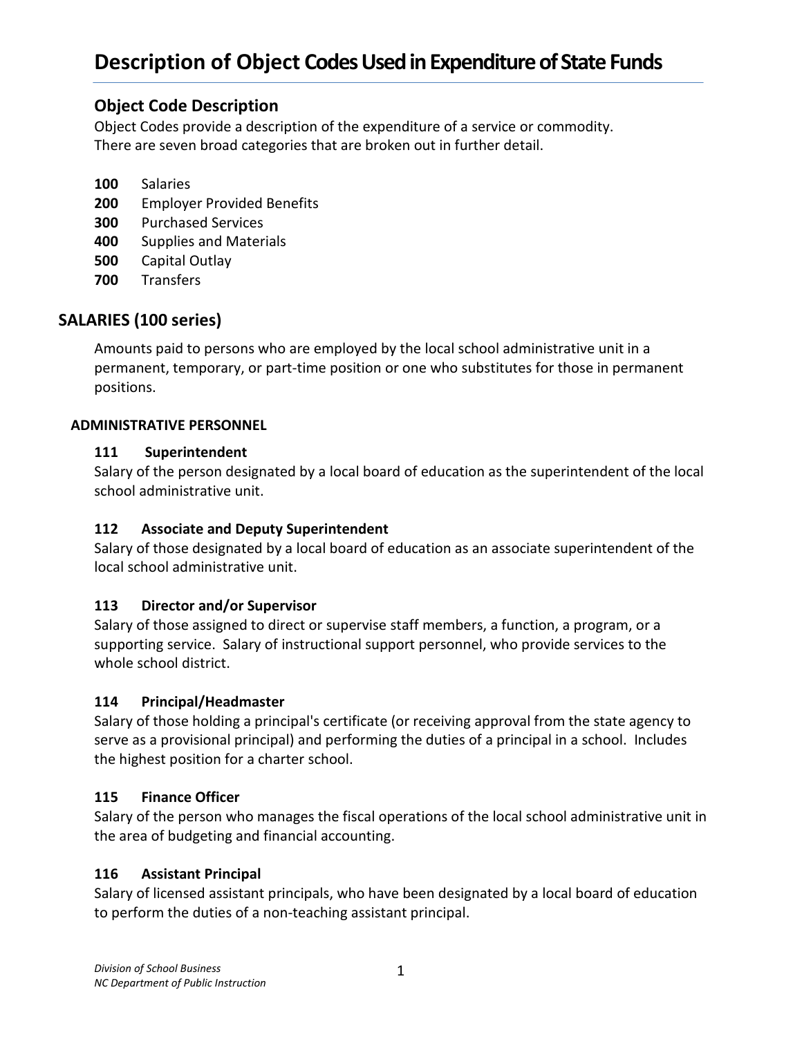# Description of Object Codes Used in Expenditure of State Funds

## Object Code Description

Object Codes provide a description of the expenditure of a service or commodity.
There are seven broad categories that are broken out in further detail.

**100** Salaries
**200** Employer Provided Benefits
**300** Purchased Services
**400** Supplies and Materials
**500** Capital Outlay
**700** Transfers

## SALARIES (100 series)

Amounts paid to persons who are employed by the local school administrative unit in a permanent, temporary, or part-time position or one who substitutes for those in permanent positions.

### ADMINISTRATIVE PERSONNEL

**111 Superintendent**
Salary of the person designated by a local board of education as the superintendent of the local school administrative unit.

**112 Associate and Deputy Superintendent**
Salary of those designated by a local board of education as an associate superintendent of the local school administrative unit.

**113 Director and/or Supervisor**
Salary of those assigned to direct or supervise staff members, a function, a program, or a supporting service. Salary of instructional support personnel, who provide services to the whole school district.

**114 Principal/Headmaster**
Salary of those holding a principal's certificate (or receiving approval from the state agency to serve as a provisional principal) and performing the duties of a principal in a school. Includes the highest position for a charter school.

**115 Finance Officer**
Salary of the person who manages the fiscal operations of the local school administrative unit in the area of budgeting and financial accounting.

**116 Assistant Principal**
Salary of licensed assistant principals, who have been designated by a local board of education to perform the duties of a non-teaching assistant principal.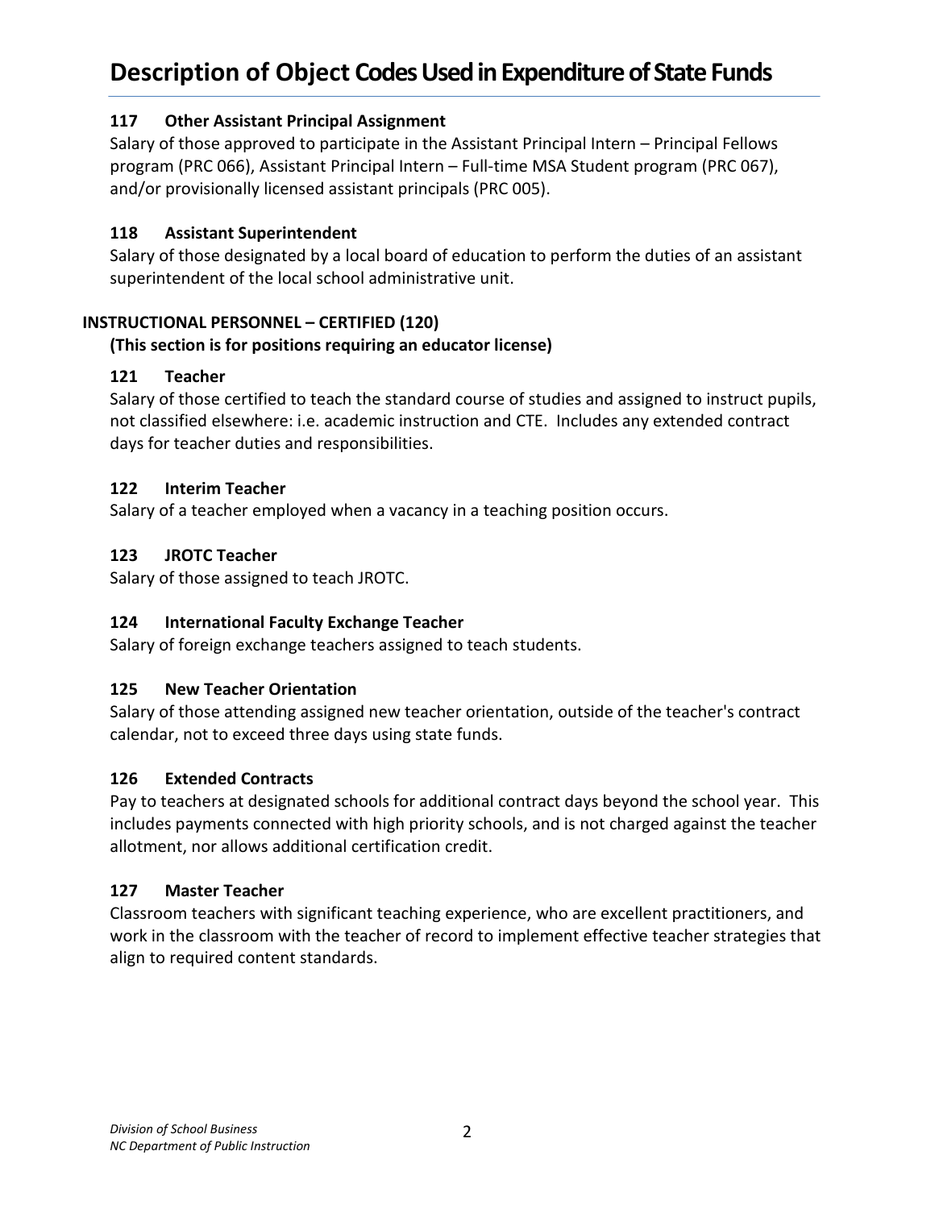# Description of Object Codes Used in Expenditure of State Funds

### 117 Other Assistant Principal Assignment

Salary of those approved to participate in the Assistant Principal Intern – Principal Fellows program (PRC 066), Assistant Principal Intern – Full-time MSA Student program (PRC 067), and/or provisionally licensed assistant principals (PRC 005).

### 118 Assistant Superintendent

Salary of those designated by a local board of education to perform the duties of an assistant superintendent of the local school administrative unit.

## INSTRUCTIONAL PERSONNEL – CERTIFIED (120)

**(This section is for positions requiring an educator license)**

### 121 Teacher

Salary of those certified to teach the standard course of studies and assigned to instruct pupils, not classified elsewhere: i.e. academic instruction and CTE. Includes any extended contract days for teacher duties and responsibilities.

### 122 Interim Teacher

Salary of a teacher employed when a vacancy in a teaching position occurs.

### 123 JROTC Teacher

Salary of those assigned to teach JROTC.

### 124 International Faculty Exchange Teacher

Salary of foreign exchange teachers assigned to teach students.

### 125 New Teacher Orientation

Salary of those attending assigned new teacher orientation, outside of the teacher's contract calendar, not to exceed three days using state funds.

### 126 Extended Contracts

Pay to teachers at designated schools for additional contract days beyond the school year. This includes payments connected with high priority schools, and is not charged against the teacher allotment, nor allows additional certification credit.

### 127 Master Teacher

Classroom teachers with significant teaching experience, who are excellent practitioners, and work in the classroom with the teacher of record to implement effective teacher strategies that align to required content standards.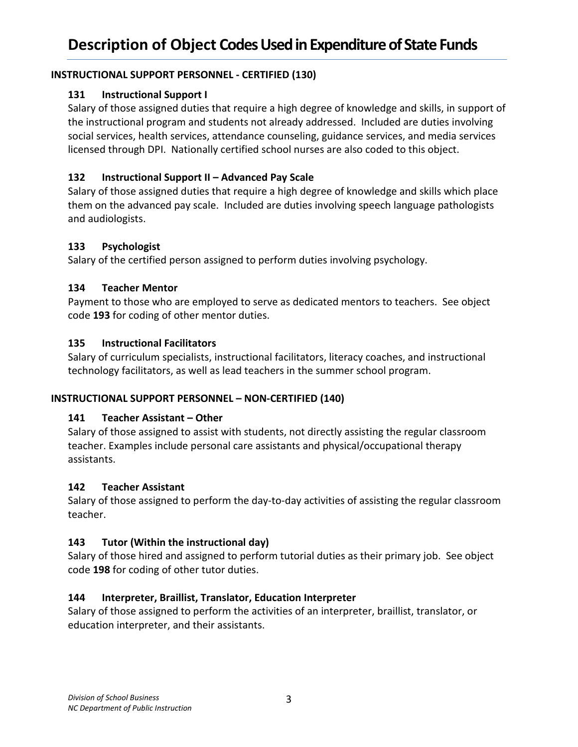# Description of Object Codes Used in Expenditure of State Funds

## INSTRUCTIONAL SUPPORT PERSONNEL - CERTIFIED (130)

### 131 Instructional Support I

Salary of those assigned duties that require a high degree of knowledge and skills, in support of the instructional program and students not already addressed. Included are duties involving social services, health services, attendance counseling, guidance services, and media services licensed through DPI. Nationally certified school nurses are also coded to this object.

### 132 Instructional Support II – Advanced Pay Scale

Salary of those assigned duties that require a high degree of knowledge and skills which place them on the advanced pay scale. Included are duties involving speech language pathologists and audiologists.

### 133 Psychologist

Salary of the certified person assigned to perform duties involving psychology.

### 134 Teacher Mentor

Payment to those who are employed to serve as dedicated mentors to teachers. See object code **193** for coding of other mentor duties.

### 135 Instructional Facilitators

Salary of curriculum specialists, instructional facilitators, literacy coaches, and instructional technology facilitators, as well as lead teachers in the summer school program.

## INSTRUCTIONAL SUPPORT PERSONNEL – NON-CERTIFIED (140)

### 141 Teacher Assistant – Other

Salary of those assigned to assist with students, not directly assisting the regular classroom teacher. Examples include personal care assistants and physical/occupational therapy assistants.

### 142 Teacher Assistant

Salary of those assigned to perform the day-to-day activities of assisting the regular classroom teacher.

### 143 Tutor (Within the instructional day)

Salary of those hired and assigned to perform tutorial duties as their primary job. See object code **198** for coding of other tutor duties.

### 144 Interpreter, Braillist, Translator, Education Interpreter

Salary of those assigned to perform the activities of an interpreter, braillist, translator, or education interpreter, and their assistants.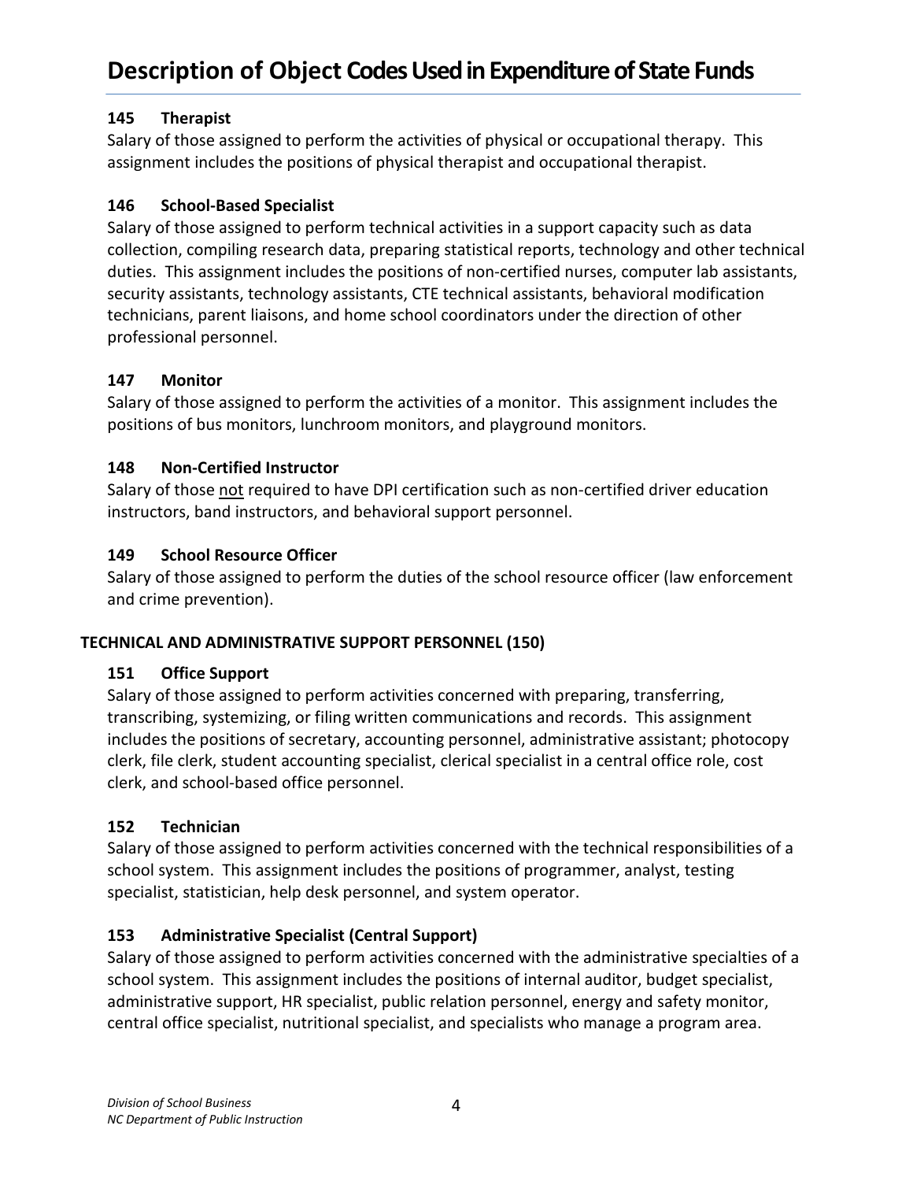### 145 Therapist

Salary of those assigned to perform the activities of physical or occupational therapy. This assignment includes the positions of physical therapist and occupational therapist.

### 146 School-Based Specialist

Salary of those assigned to perform technical activities in a support capacity such as data collection, compiling research data, preparing statistical reports, technology and other technical duties. This assignment includes the positions of non-certified nurses, computer lab assistants, security assistants, technology assistants, CTE technical assistants, behavioral modification technicians, parent liaisons, and home school coordinators under the direction of other professional personnel.

### 147 Monitor

Salary of those assigned to perform the activities of a monitor. This assignment includes the positions of bus monitors, lunchroom monitors, and playground monitors.

### 148 Non-Certified Instructor

Salary of those not required to have DPI certification such as non-certified driver education instructors, band instructors, and behavioral support personnel.

### 149 School Resource Officer

Salary of those assigned to perform the duties of the school resource officer (law enforcement and crime prevention).

## TECHNICAL AND ADMINISTRATIVE SUPPORT PERSONNEL (150)

### 151 Office Support

Salary of those assigned to perform activities concerned with preparing, transferring, transcribing, systemizing, or filing written communications and records. This assignment includes the positions of secretary, accounting personnel, administrative assistant; photocopy clerk, file clerk, student accounting specialist, clerical specialist in a central office role, cost clerk, and school-based office personnel.

### 152 Technician

Salary of those assigned to perform activities concerned with the technical responsibilities of a school system. This assignment includes the positions of programmer, analyst, testing specialist, statistician, help desk personnel, and system operator.

### 153 Administrative Specialist (Central Support)

Salary of those assigned to perform activities concerned with the administrative specialties of a school system. This assignment includes the positions of internal auditor, budget specialist, administrative support, HR specialist, public relation personnel, energy and safety monitor, central office specialist, nutritional specialist, and specialists who manage a program area.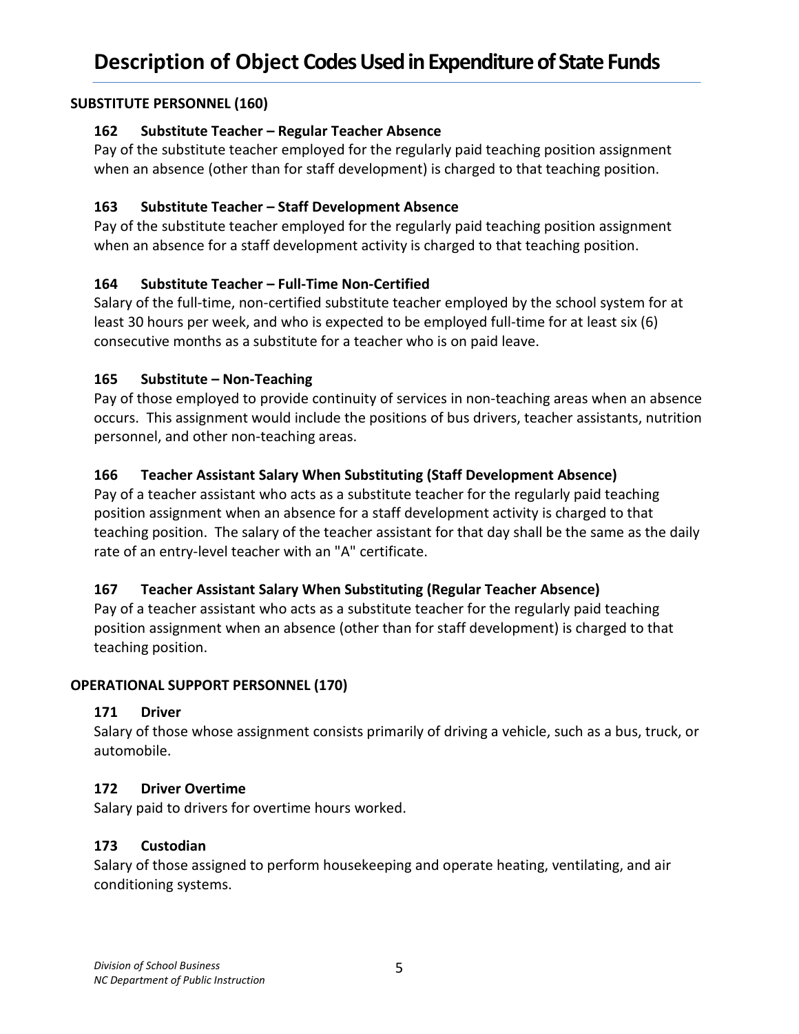# Description of Object Codes Used in Expenditure of State Funds

## SUBSTITUTE PERSONNEL (160)

### 162 Substitute Teacher – Regular Teacher Absence

Pay of the substitute teacher employed for the regularly paid teaching position assignment when an absence (other than for staff development) is charged to that teaching position.

### 163 Substitute Teacher – Staff Development Absence

Pay of the substitute teacher employed for the regularly paid teaching position assignment when an absence for a staff development activity is charged to that teaching position.

### 164 Substitute Teacher – Full-Time Non-Certified

Salary of the full-time, non-certified substitute teacher employed by the school system for at least 30 hours per week, and who is expected to be employed full-time for at least six (6) consecutive months as a substitute for a teacher who is on paid leave.

### 165 Substitute – Non-Teaching

Pay of those employed to provide continuity of services in non-teaching areas when an absence occurs. This assignment would include the positions of bus drivers, teacher assistants, nutrition personnel, and other non-teaching areas.

### 166 Teacher Assistant Salary When Substituting (Staff Development Absence)

Pay of a teacher assistant who acts as a substitute teacher for the regularly paid teaching position assignment when an absence for a staff development activity is charged to that teaching position. The salary of the teacher assistant for that day shall be the same as the daily rate of an entry-level teacher with an "A" certificate.

### 167 Teacher Assistant Salary When Substituting (Regular Teacher Absence)

Pay of a teacher assistant who acts as a substitute teacher for the regularly paid teaching position assignment when an absence (other than for staff development) is charged to that teaching position.

## OPERATIONAL SUPPORT PERSONNEL (170)

### 171 Driver

Salary of those whose assignment consists primarily of driving a vehicle, such as a bus, truck, or automobile.

### 172 Driver Overtime

Salary paid to drivers for overtime hours worked.

### 173 Custodian

Salary of those assigned to perform housekeeping and operate heating, ventilating, and air conditioning systems.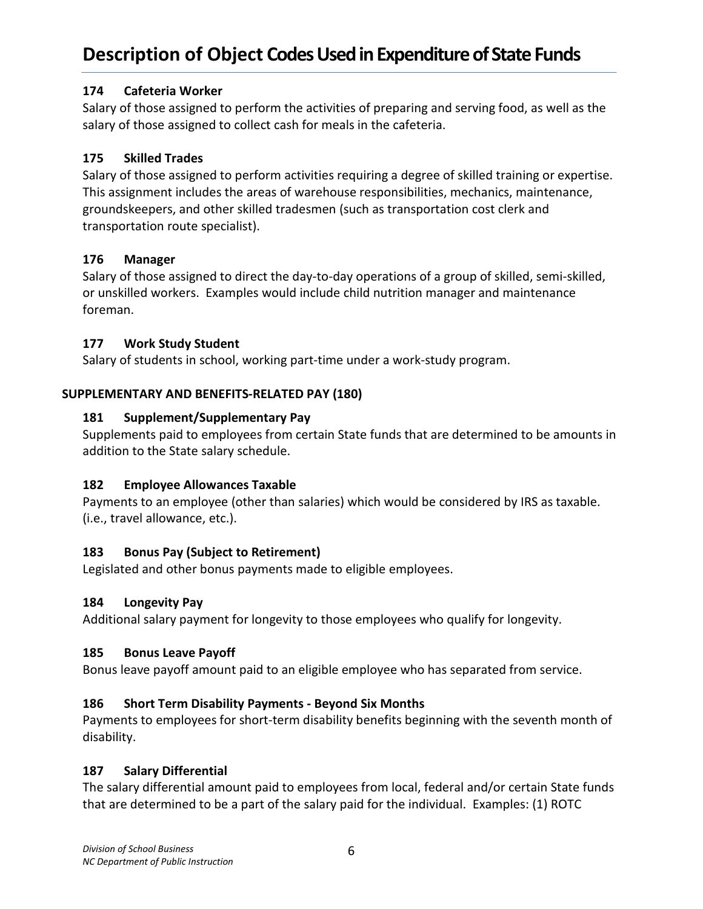# Description of Object Codes Used in Expenditure of State Funds

### 174 Cafeteria Worker

Salary of those assigned to perform the activities of preparing and serving food, as well as the salary of those assigned to collect cash for meals in the cafeteria.

### 175 Skilled Trades

Salary of those assigned to perform activities requiring a degree of skilled training or expertise. This assignment includes the areas of warehouse responsibilities, mechanics, maintenance, groundskeepers, and other skilled tradesmen (such as transportation cost clerk and transportation route specialist).

### 176 Manager

Salary of those assigned to direct the day-to-day operations of a group of skilled, semi-skilled, or unskilled workers. Examples would include child nutrition manager and maintenance foreman.

### 177 Work Study Student

Salary of students in school, working part-time under a work-study program.

## SUPPLEMENTARY AND BENEFITS-RELATED PAY (180)

### 181 Supplement/Supplementary Pay

Supplements paid to employees from certain State funds that are determined to be amounts in addition to the State salary schedule.

### 182 Employee Allowances Taxable

Payments to an employee (other than salaries) which would be considered by IRS as taxable. (i.e., travel allowance, etc.).

### 183 Bonus Pay (Subject to Retirement)

Legislated and other bonus payments made to eligible employees.

### 184 Longevity Pay

Additional salary payment for longevity to those employees who qualify for longevity.

### 185 Bonus Leave Payoff

Bonus leave payoff amount paid to an eligible employee who has separated from service.

### 186 Short Term Disability Payments - Beyond Six Months

Payments to employees for short-term disability benefits beginning with the seventh month of disability.

### 187 Salary Differential

The salary differential amount paid to employees from local, federal and/or certain State funds that are determined to be a part of the salary paid for the individual. Examples: (1) ROTC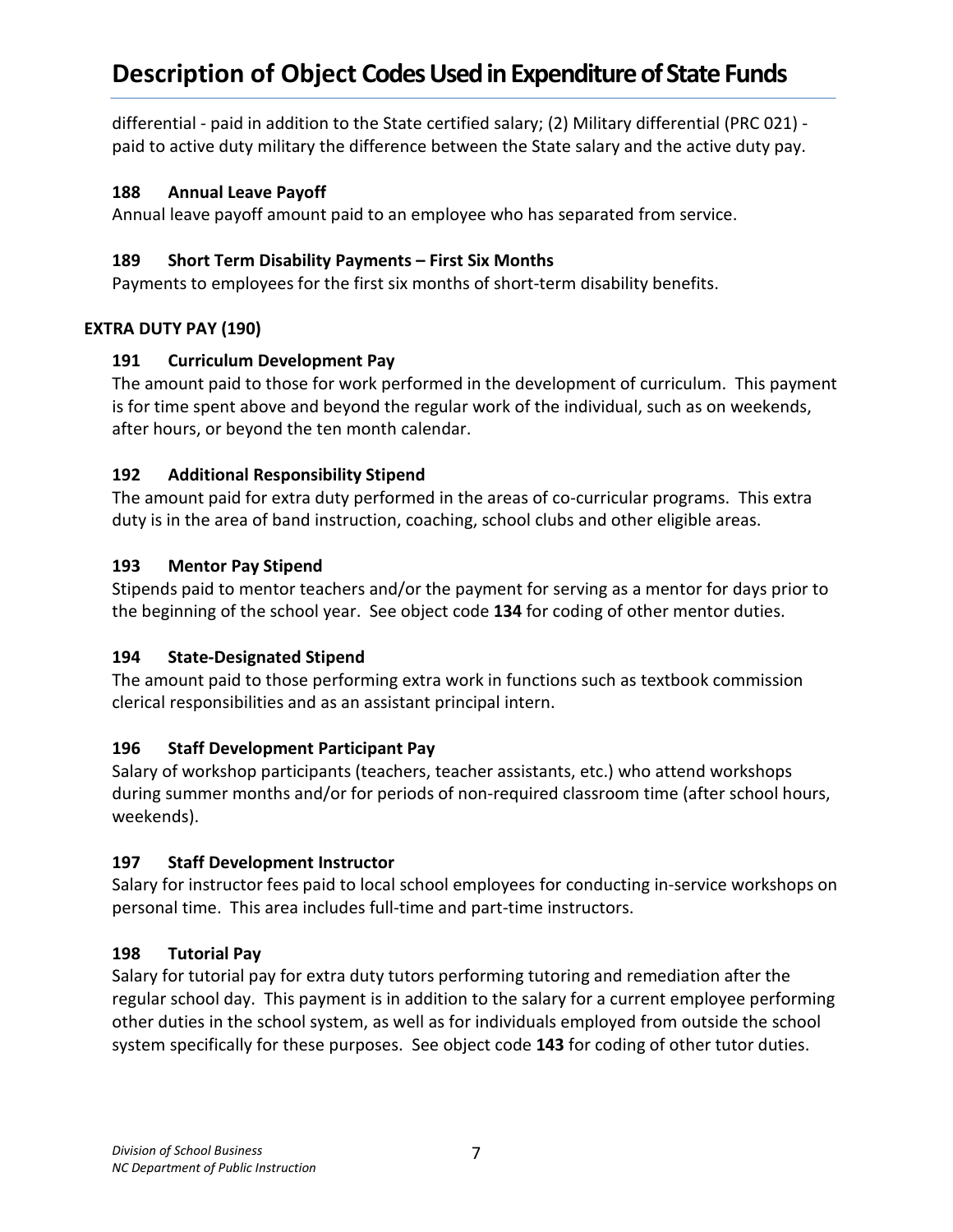differential - paid in addition to the State certified salary; (2) Military differential (PRC 021) - paid to active duty military the difference between the State salary and the active duty pay.

### 188 Annual Leave Payoff

Annual leave payoff amount paid to an employee who has separated from service.

### 189 Short Term Disability Payments – First Six Months

Payments to employees for the first six months of short-term disability benefits.

## EXTRA DUTY PAY (190)

### 191 Curriculum Development Pay

The amount paid to those for work performed in the development of curriculum. This payment is for time spent above and beyond the regular work of the individual, such as on weekends, after hours, or beyond the ten month calendar.

### 192 Additional Responsibility Stipend

The amount paid for extra duty performed in the areas of co-curricular programs. This extra duty is in the area of band instruction, coaching, school clubs and other eligible areas.

### 193 Mentor Pay Stipend

Stipends paid to mentor teachers and/or the payment for serving as a mentor for days prior to the beginning of the school year. See object code **134** for coding of other mentor duties.

### 194 State-Designated Stipend

The amount paid to those performing extra work in functions such as textbook commission clerical responsibilities and as an assistant principal intern.

### 196 Staff Development Participant Pay

Salary of workshop participants (teachers, teacher assistants, etc.) who attend workshops during summer months and/or for periods of non-required classroom time (after school hours, weekends).

### 197 Staff Development Instructor

Salary for instructor fees paid to local school employees for conducting in-service workshops on personal time. This area includes full-time and part-time instructors.

### 198 Tutorial Pay

Salary for tutorial pay for extra duty tutors performing tutoring and remediation after the regular school day. This payment is in addition to the salary for a current employee performing other duties in the school system, as well as for individuals employed from outside the school system specifically for these purposes. See object code **143** for coding of other tutor duties.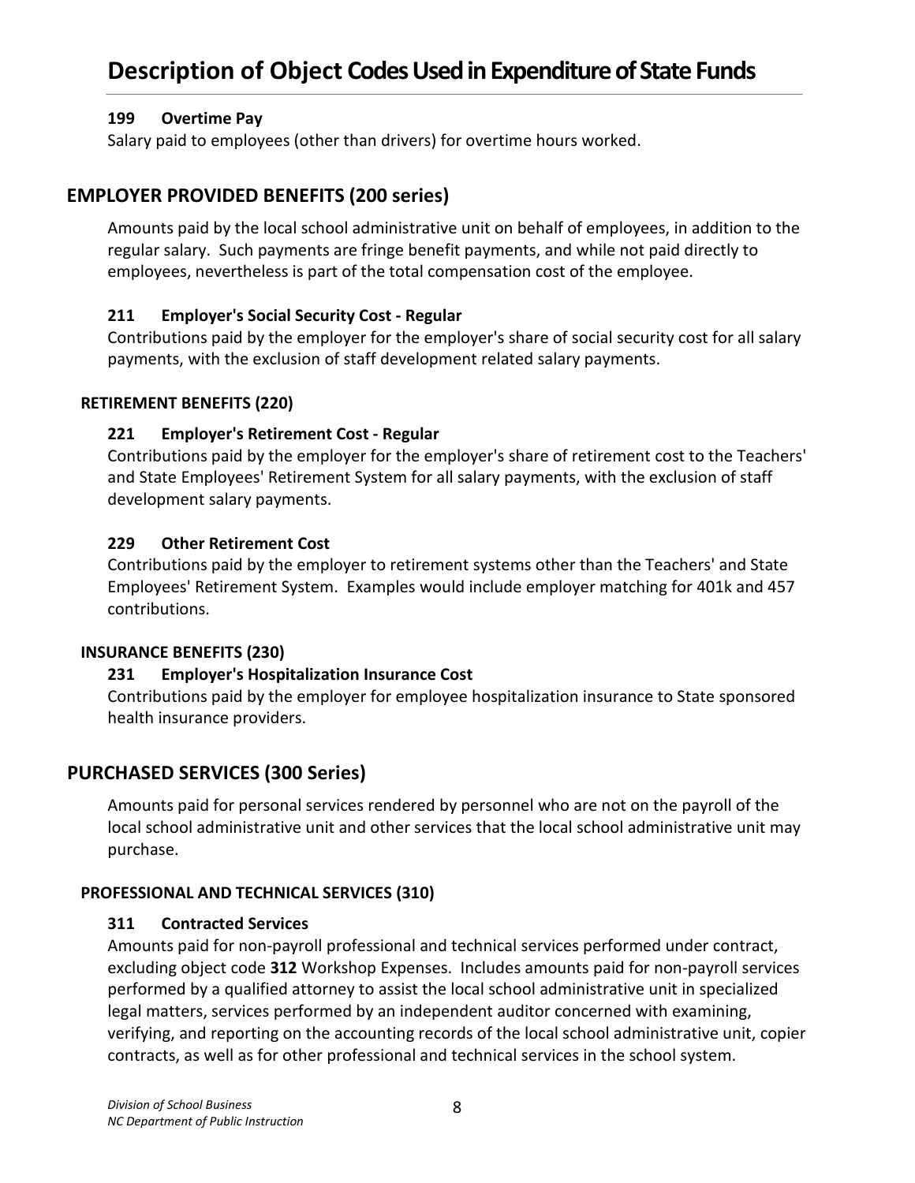#### 199 Overtime Pay

Salary paid to employees (other than drivers) for overtime hours worked.

## EMPLOYER PROVIDED BENEFITS (200 series)

Amounts paid by the local school administrative unit on behalf of employees, in addition to the regular salary. Such payments are fringe benefit payments, and while not paid directly to employees, nevertheless is part of the total compensation cost of the employee.

#### 211 Employer's Social Security Cost - Regular

Contributions paid by the employer for the employer's share of social security cost for all salary payments, with the exclusion of staff development related salary payments.

### RETIREMENT BENEFITS (220)

#### 221 Employer's Retirement Cost - Regular

Contributions paid by the employer for the employer's share of retirement cost to the Teachers' and State Employees' Retirement System for all salary payments, with the exclusion of staff development salary payments.

#### 229 Other Retirement Cost

Contributions paid by the employer to retirement systems other than the Teachers' and State Employees' Retirement System. Examples would include employer matching for 401k and 457 contributions.

### INSURANCE BENEFITS (230)

#### 231 Employer's Hospitalization Insurance Cost

Contributions paid by the employer for employee hospitalization insurance to State sponsored health insurance providers.

## PURCHASED SERVICES (300 Series)

Amounts paid for personal services rendered by personnel who are not on the payroll of the local school administrative unit and other services that the local school administrative unit may purchase.

### PROFESSIONAL AND TECHNICAL SERVICES (310)

#### 311 Contracted Services

Amounts paid for non-payroll professional and technical services performed under contract, excluding object code **312** Workshop Expenses. Includes amounts paid for non-payroll services performed by a qualified attorney to assist the local school administrative unit in specialized legal matters, services performed by an independent auditor concerned with examining, verifying, and reporting on the accounting records of the local school administrative unit, copier contracts, as well as for other professional and technical services in the school system.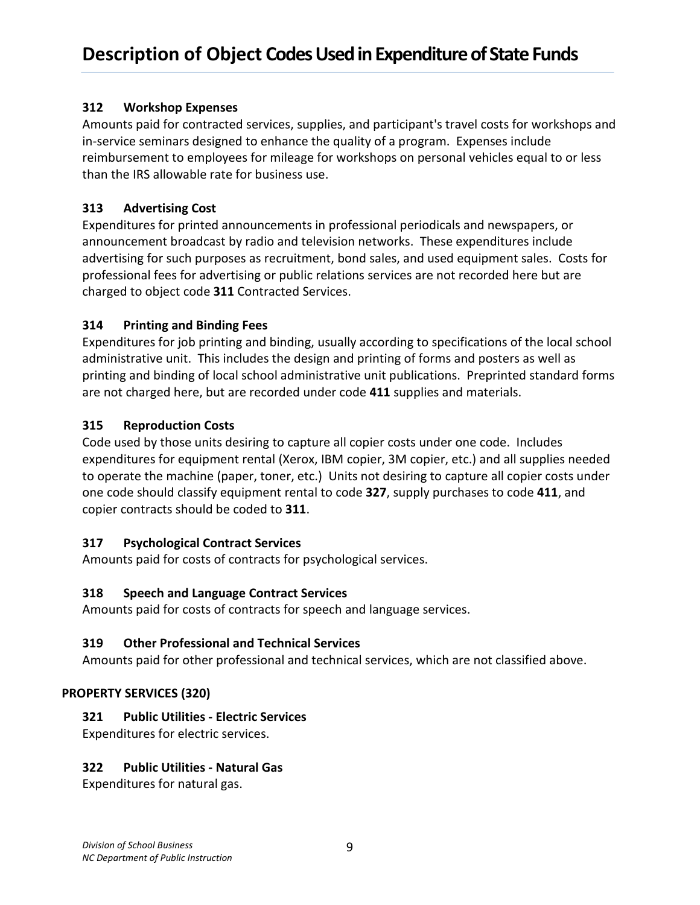# Description of Object Codes Used in Expenditure of State Funds

### 312 Workshop Expenses

Amounts paid for contracted services, supplies, and participant's travel costs for workshops and in-service seminars designed to enhance the quality of a program. Expenses include reimbursement to employees for mileage for workshops on personal vehicles equal to or less than the IRS allowable rate for business use.

### 313 Advertising Cost

Expenditures for printed announcements in professional periodicals and newspapers, or announcement broadcast by radio and television networks. These expenditures include advertising for such purposes as recruitment, bond sales, and used equipment sales. Costs for professional fees for advertising or public relations services are not recorded here but are charged to object code **311** Contracted Services.

### 314 Printing and Binding Fees

Expenditures for job printing and binding, usually according to specifications of the local school administrative unit. This includes the design and printing of forms and posters as well as printing and binding of local school administrative unit publications. Preprinted standard forms are not charged here, but are recorded under code **411** supplies and materials.

### 315 Reproduction Costs

Code used by those units desiring to capture all copier costs under one code. Includes expenditures for equipment rental (Xerox, IBM copier, 3M copier, etc.) and all supplies needed to operate the machine (paper, toner, etc.) Units not desiring to capture all copier costs under one code should classify equipment rental to code **327**, supply purchases to code **411**, and copier contracts should be coded to **311**.

### 317 Psychological Contract Services

Amounts paid for costs of contracts for psychological services.

### 318 Speech and Language Contract Services

Amounts paid for costs of contracts for speech and language services.

### 319 Other Professional and Technical Services

Amounts paid for other professional and technical services, which are not classified above.

## PROPERTY SERVICES (320)

### 321 Public Utilities - Electric Services

Expenditures for electric services.

### 322 Public Utilities - Natural Gas

Expenditures for natural gas.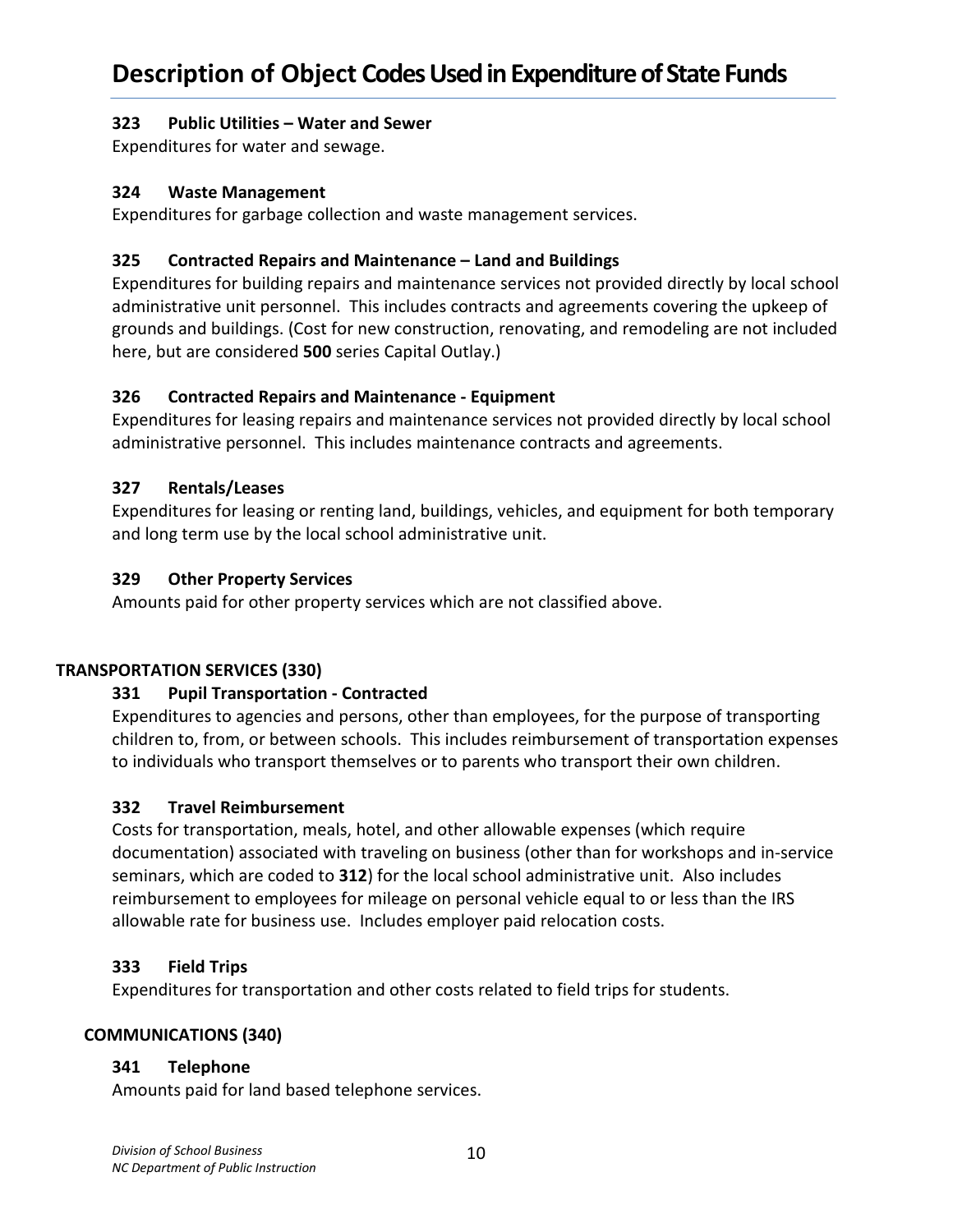# Description of Object Codes Used in Expenditure of State Funds

### 323 Public Utilities – Water and Sewer

Expenditures for water and sewage.

### 324 Waste Management

Expenditures for garbage collection and waste management services.

### 325 Contracted Repairs and Maintenance – Land and Buildings

Expenditures for building repairs and maintenance services not provided directly by local school administrative unit personnel. This includes contracts and agreements covering the upkeep of grounds and buildings. (Cost for new construction, renovating, and remodeling are not included here, but are considered **500** series Capital Outlay.)

### 326 Contracted Repairs and Maintenance - Equipment

Expenditures for leasing repairs and maintenance services not provided directly by local school administrative personnel. This includes maintenance contracts and agreements.

### 327 Rentals/Leases

Expenditures for leasing or renting land, buildings, vehicles, and equipment for both temporary and long term use by the local school administrative unit.

### 329 Other Property Services

Amounts paid for other property services which are not classified above.

## TRANSPORTATION SERVICES (330)

### 331 Pupil Transportation - Contracted

Expenditures to agencies and persons, other than employees, for the purpose of transporting children to, from, or between schools. This includes reimbursement of transportation expenses to individuals who transport themselves or to parents who transport their own children.

### 332 Travel Reimbursement

Costs for transportation, meals, hotel, and other allowable expenses (which require documentation) associated with traveling on business (other than for workshops and in-service seminars, which are coded to **312**) for the local school administrative unit. Also includes reimbursement to employees for mileage on personal vehicle equal to or less than the IRS allowable rate for business use. Includes employer paid relocation costs.

### 333 Field Trips

Expenditures for transportation and other costs related to field trips for students.

## COMMUNICATIONS (340)

### 341 Telephone

Amounts paid for land based telephone services.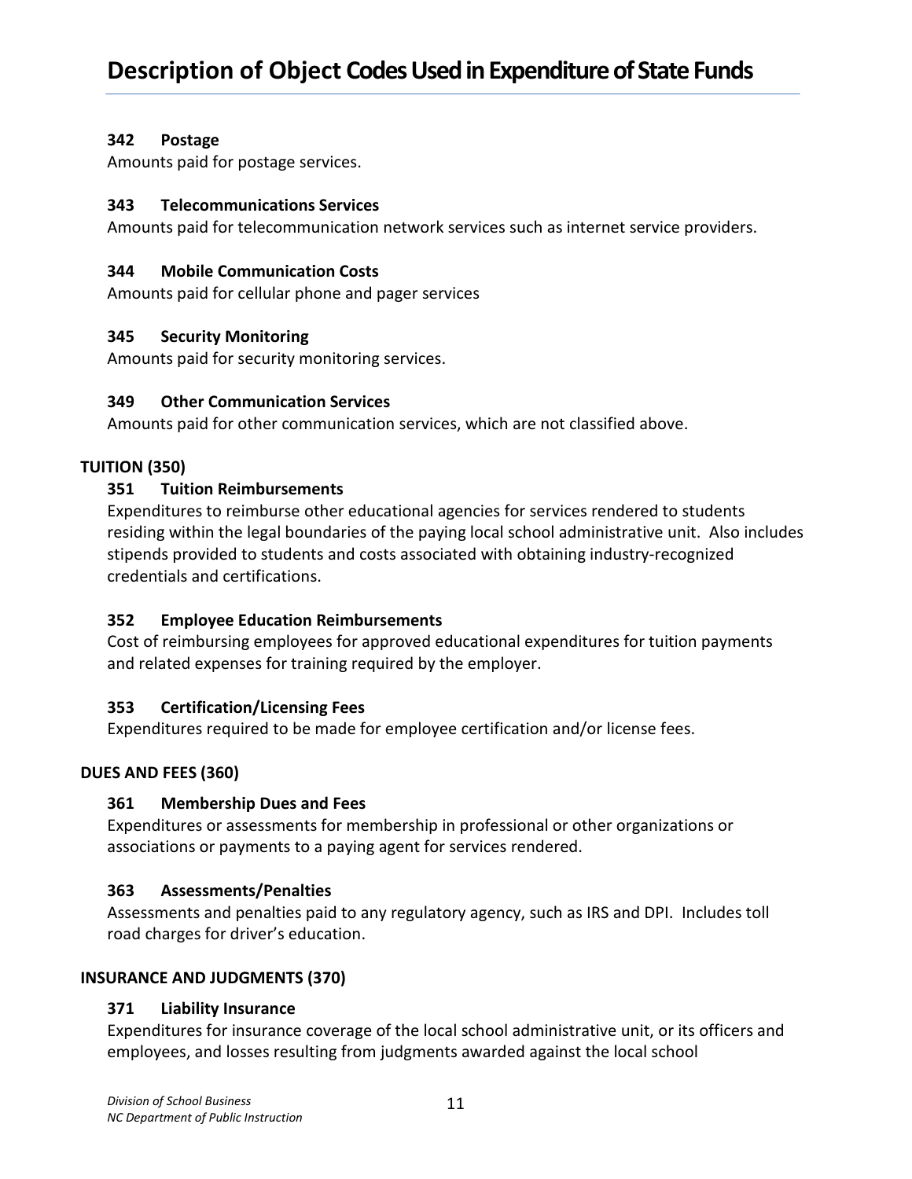# Description of Object Codes Used in Expenditure of State Funds

**342 Postage**

Amounts paid for postage services.

**343 Telecommunications Services**

Amounts paid for telecommunication network services such as internet service providers.

**344 Mobile Communication Costs**

Amounts paid for cellular phone and pager services

**345 Security Monitoring**

Amounts paid for security monitoring services.

**349 Other Communication Services**

Amounts paid for other communication services, which are not classified above.

## TUITION (350)

**351 Tuition Reimbursements**

Expenditures to reimburse other educational agencies for services rendered to students residing within the legal boundaries of the paying local school administrative unit. Also includes stipends provided to students and costs associated with obtaining industry-recognized credentials and certifications.

**352 Employee Education Reimbursements**

Cost of reimbursing employees for approved educational expenditures for tuition payments and related expenses for training required by the employer.

**353 Certification/Licensing Fees**

Expenditures required to be made for employee certification and/or license fees.

## DUES AND FEES (360)

**361 Membership Dues and Fees**

Expenditures or assessments for membership in professional or other organizations or associations or payments to a paying agent for services rendered.

**363 Assessments/Penalties**

Assessments and penalties paid to any regulatory agency, such as IRS and DPI. Includes toll road charges for driver's education.

## INSURANCE AND JUDGMENTS (370)

**371 Liability Insurance**

Expenditures for insurance coverage of the local school administrative unit, or its officers and employees, and losses resulting from judgments awarded against the local school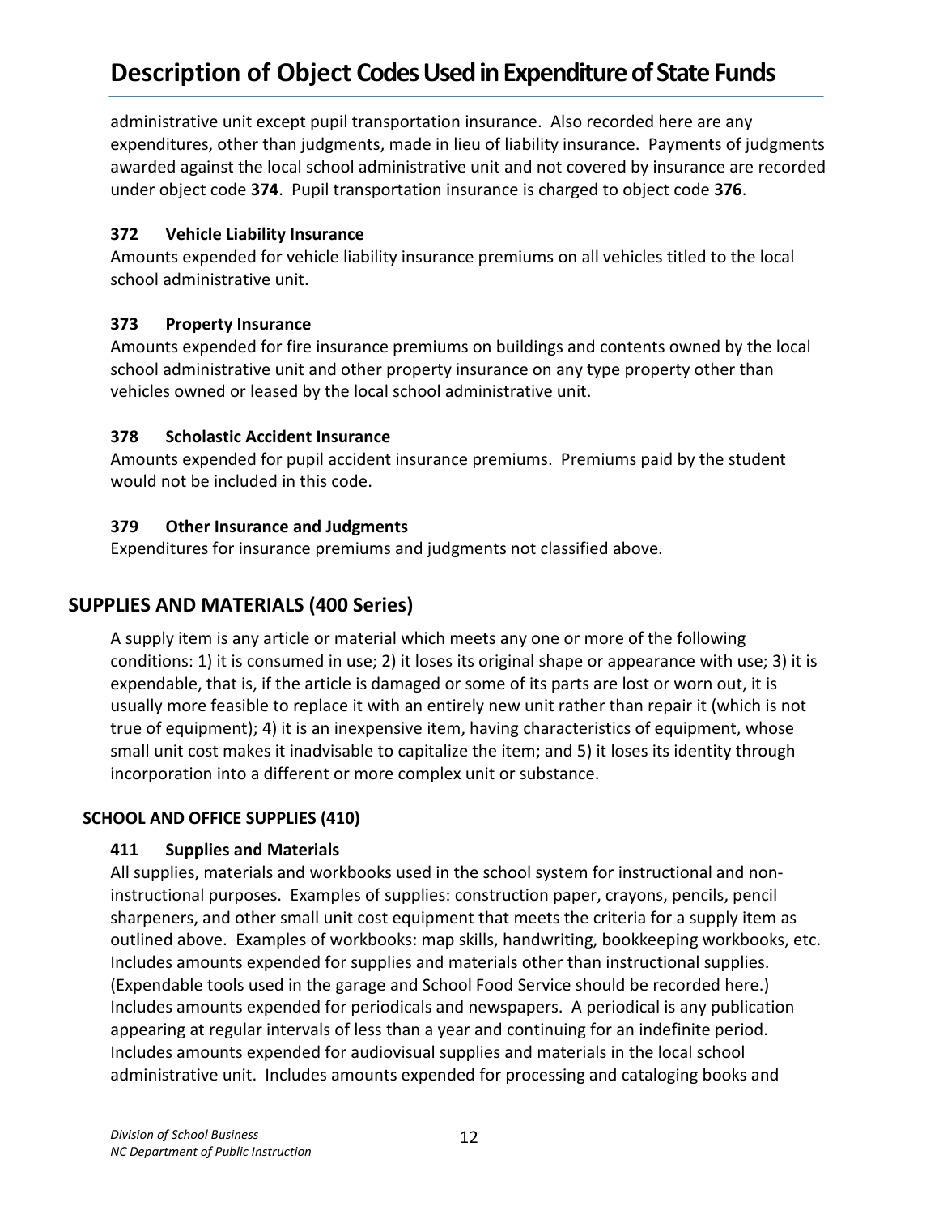administrative unit except pupil transportation insurance. Also recorded here are any expenditures, other than judgments, made in lieu of liability insurance. Payments of judgments awarded against the local school administrative unit and not covered by insurance are recorded under object code **374**. Pupil transportation insurance is charged to object code **376**.

**372 Vehicle Liability Insurance**

Amounts expended for vehicle liability insurance premiums on all vehicles titled to the local school administrative unit.

**373 Property Insurance**

Amounts expended for fire insurance premiums on buildings and contents owned by the local school administrative unit and other property insurance on any type property other than vehicles owned or leased by the local school administrative unit.

**378 Scholastic Accident Insurance**

Amounts expended for pupil accident insurance premiums. Premiums paid by the student would not be included in this code.

**379 Other Insurance and Judgments**

Expenditures for insurance premiums and judgments not classified above.

## SUPPLIES AND MATERIALS (400 Series)

A supply item is any article or material which meets any one or more of the following conditions: 1) it is consumed in use; 2) it loses its original shape or appearance with use; 3) it is expendable, that is, if the article is damaged or some of its parts are lost or worn out, it is usually more feasible to replace it with an entirely new unit rather than repair it (which is not true of equipment); 4) it is an inexpensive item, having characteristics of equipment, whose small unit cost makes it inadvisable to capitalize the item; and 5) it loses its identity through incorporation into a different or more complex unit or substance.

### SCHOOL AND OFFICE SUPPLIES (410)

**411 Supplies and Materials**

All supplies, materials and workbooks used in the school system for instructional and non-instructional purposes. Examples of supplies: construction paper, crayons, pencils, pencil sharpeners, and other small unit cost equipment that meets the criteria for a supply item as outlined above. Examples of workbooks: map skills, handwriting, bookkeeping workbooks, etc. Includes amounts expended for supplies and materials other than instructional supplies. (Expendable tools used in the garage and School Food Service should be recorded here.) Includes amounts expended for periodicals and newspapers. A periodical is any publication appearing at regular intervals of less than a year and continuing for an indefinite period. Includes amounts expended for audiovisual supplies and materials in the local school administrative unit. Includes amounts expended for processing and cataloging books and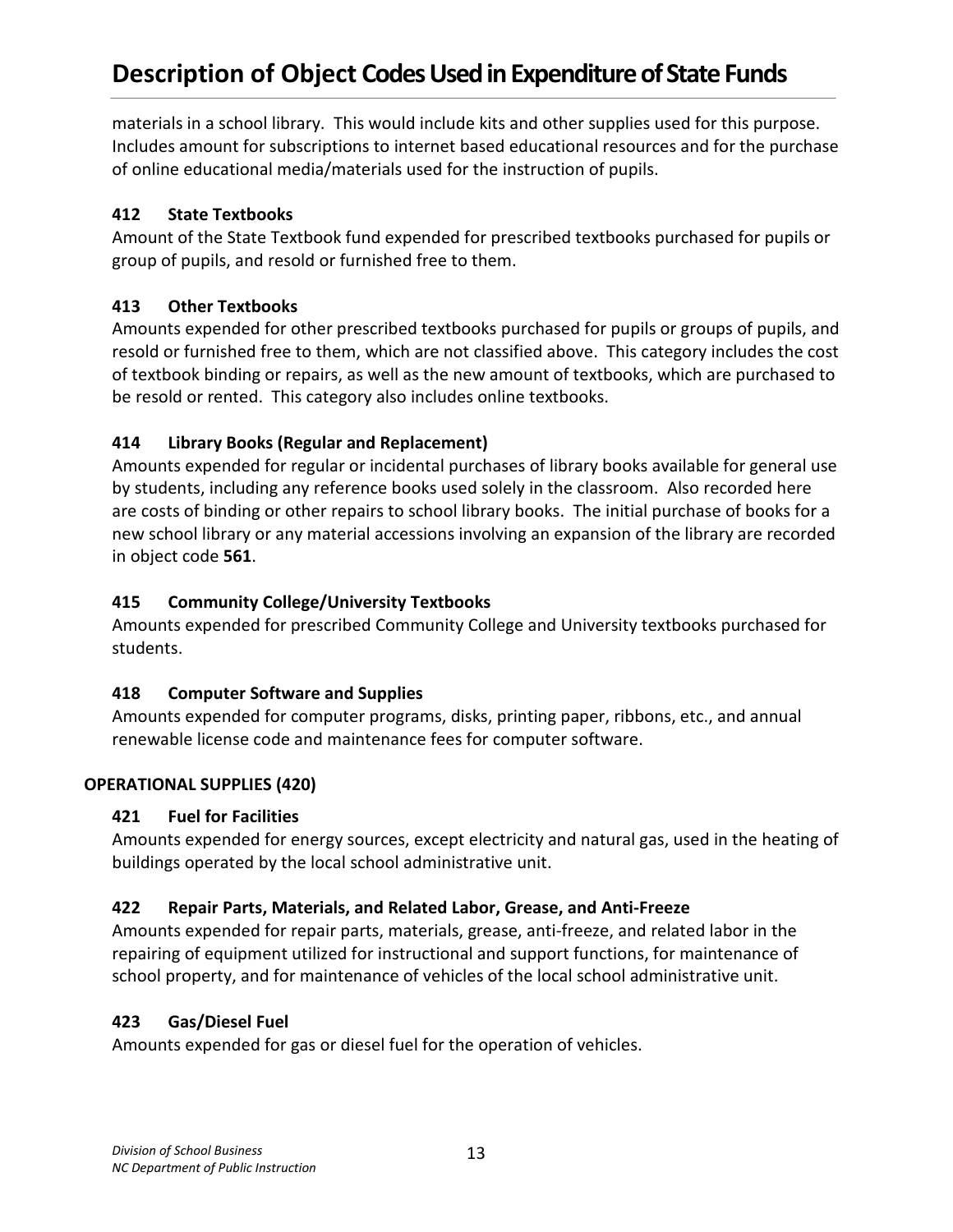materials in a school library. This would include kits and other supplies used for this purpose. Includes amount for subscriptions to internet based educational resources and for the purchase of online educational media/materials used for the instruction of pupils.

### 412 State Textbooks

Amount of the State Textbook fund expended for prescribed textbooks purchased for pupils or group of pupils, and resold or furnished free to them.

### 413 Other Textbooks

Amounts expended for other prescribed textbooks purchased for pupils or groups of pupils, and resold or furnished free to them, which are not classified above. This category includes the cost of textbook binding or repairs, as well as the new amount of textbooks, which are purchased to be resold or rented. This category also includes online textbooks.

### 414 Library Books (Regular and Replacement)

Amounts expended for regular or incidental purchases of library books available for general use by students, including any reference books used solely in the classroom. Also recorded here are costs of binding or other repairs to school library books. The initial purchase of books for a new school library or any material accessions involving an expansion of the library are recorded in object code **561**.

### 415 Community College/University Textbooks

Amounts expended for prescribed Community College and University textbooks purchased for students.

### 418 Computer Software and Supplies

Amounts expended for computer programs, disks, printing paper, ribbons, etc., and annual renewable license code and maintenance fees for computer software.

## OPERATIONAL SUPPLIES (420)

### 421 Fuel for Facilities

Amounts expended for energy sources, except electricity and natural gas, used in the heating of buildings operated by the local school administrative unit.

### 422 Repair Parts, Materials, and Related Labor, Grease, and Anti-Freeze

Amounts expended for repair parts, materials, grease, anti-freeze, and related labor in the repairing of equipment utilized for instructional and support functions, for maintenance of school property, and for maintenance of vehicles of the local school administrative unit.

### 423 Gas/Diesel Fuel

Amounts expended for gas or diesel fuel for the operation of vehicles.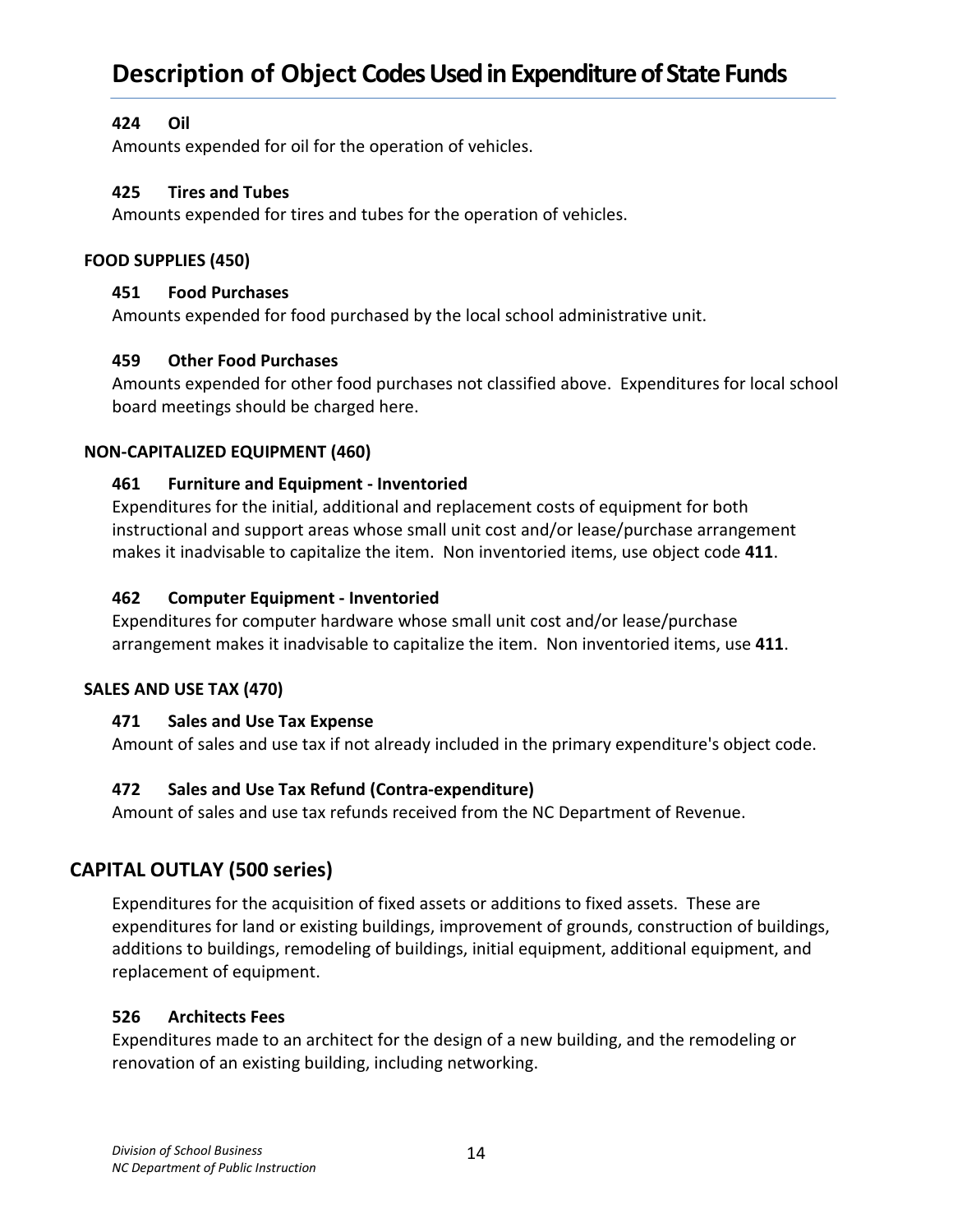**424 Oil**

Amounts expended for oil for the operation of vehicles.

**425 Tires and Tubes**

Amounts expended for tires and tubes for the operation of vehicles.

**FOOD SUPPLIES (450)**

**451 Food Purchases**

Amounts expended for food purchased by the local school administrative unit.

**459 Other Food Purchases**

Amounts expended for other food purchases not classified above. Expenditures for local school board meetings should be charged here.

**NON-CAPITALIZED EQUIPMENT (460)**

**461 Furniture and Equipment - Inventoried**

Expenditures for the initial, additional and replacement costs of equipment for both instructional and support areas whose small unit cost and/or lease/purchase arrangement makes it inadvisable to capitalize the item. Non inventoried items, use object code **411**.

**462 Computer Equipment - Inventoried**

Expenditures for computer hardware whose small unit cost and/or lease/purchase arrangement makes it inadvisable to capitalize the item. Non inventoried items, use **411**.

**SALES AND USE TAX (470)**

**471 Sales and Use Tax Expense**

Amount of sales and use tax if not already included in the primary expenditure's object code.

**472 Sales and Use Tax Refund (Contra-expenditure)**

Amount of sales and use tax refunds received from the NC Department of Revenue.

## CAPITAL OUTLAY (500 series)

Expenditures for the acquisition of fixed assets or additions to fixed assets. These are expenditures for land or existing buildings, improvement of grounds, construction of buildings, additions to buildings, remodeling of buildings, initial equipment, additional equipment, and replacement of equipment.

**526 Architects Fees**

Expenditures made to an architect for the design of a new building, and the remodeling or renovation of an existing building, including networking.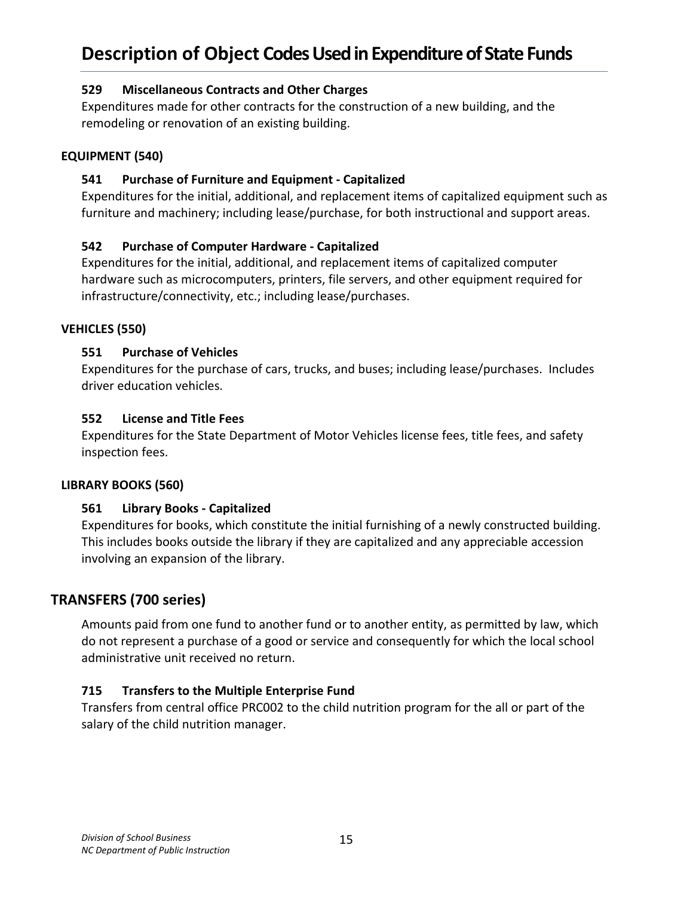### 529 Miscellaneous Contracts and Other Charges

Expenditures made for other contracts for the construction of a new building, and the remodeling or renovation of an existing building.

#### EQUIPMENT (540)

### 541 Purchase of Furniture and Equipment - Capitalized

Expenditures for the initial, additional, and replacement items of capitalized equipment such as furniture and machinery; including lease/purchase, for both instructional and support areas.

### 542 Purchase of Computer Hardware - Capitalized

Expenditures for the initial, additional, and replacement items of capitalized computer hardware such as microcomputers, printers, file servers, and other equipment required for infrastructure/connectivity, etc.; including lease/purchases.

#### VEHICLES (550)

### 551 Purchase of Vehicles

Expenditures for the purchase of cars, trucks, and buses; including lease/purchases. Includes driver education vehicles.

### 552 License and Title Fees

Expenditures for the State Department of Motor Vehicles license fees, title fees, and safety inspection fees.

#### LIBRARY BOOKS (560)

### 561 Library Books - Capitalized

Expenditures for books, which constitute the initial furnishing of a newly constructed building. This includes books outside the library if they are capitalized and any appreciable accession involving an expansion of the library.

## TRANSFERS (700 series)

Amounts paid from one fund to another fund or to another entity, as permitted by law, which do not represent a purchase of a good or service and consequently for which the local school administrative unit received no return.

### 715 Transfers to the Multiple Enterprise Fund

Transfers from central office PRC002 to the child nutrition program for the all or part of the salary of the child nutrition manager.